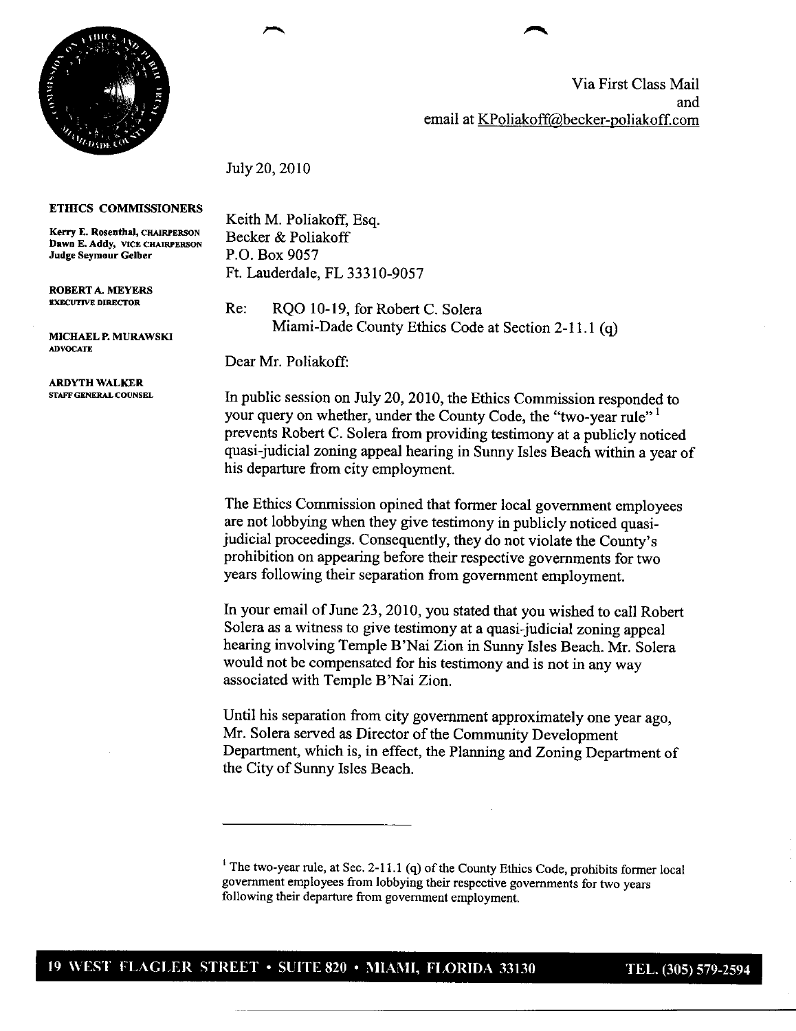Via First Class Mail
and
email at KPoliakoff@becker-poliakoff.com

July 20, 2010

**ETHICS COMMISSIONERS**

**Kerry E. Rosenthal, CHAIRPERSON**
**Dawn E. Addy, VICE CHAIRPERSON**
**Judge Seymour Gelber**

**ROBERT A. MEYERS**
**EXECUTIVE DIRECTOR**

**MICHAEL P. MURAWSKI**
**ADVOCATE**

**ARDYTH WALKER**
**STAFF GENERAL COUNSEL**

Keith M. Poliakoff, Esq.
Becker & Poliakoff
P.O. Box 9057
Ft. Lauderdale, FL 33310-9057

Re: RQO 10-19, for Robert C. Solera
Miami-Dade County Ethics Code at Section 2-11.1 (q)

Dear Mr. Poliakoff:

In public session on July 20, 2010, the Ethics Commission responded to your query on whether, under the County Code, the "two-year rule" [1] prevents Robert C. Solera from providing testimony at a publicly noticed quasi-judicial zoning appeal hearing in Sunny Isles Beach within a year of his departure from city employment.

The Ethics Commission opined that former local government employees are not lobbying when they give testimony in publicly noticed quasi-judicial proceedings. Consequently, they do not violate the County's prohibition on appearing before their respective governments for two years following their separation from government employment.

In your email of June 23, 2010, you stated that you wished to call Robert Solera as a witness to give testimony at a quasi-judicial zoning appeal hearing involving Temple B'Nai Zion in Sunny Isles Beach. Mr. Solera would not be compensated for his testimony and is not in any way associated with Temple B'Nai Zion.

Until his separation from city government approximately one year ago, Mr. Solera served as Director of the Community Development Department, which is, in effect, the Planning and Zoning Department of the City of Sunny Isles Beach.

---

[1] The two-year rule, at Sec. 2-11.1 (q) of the County Ethics Code, prohibits former local government employees from lobbying their respective governments for two years following their departure from government employment.

**19 WEST FLAGLER STREET • SUITE 820 • MIAMI, FLORIDA 33130 TEL. (305) 579-2594**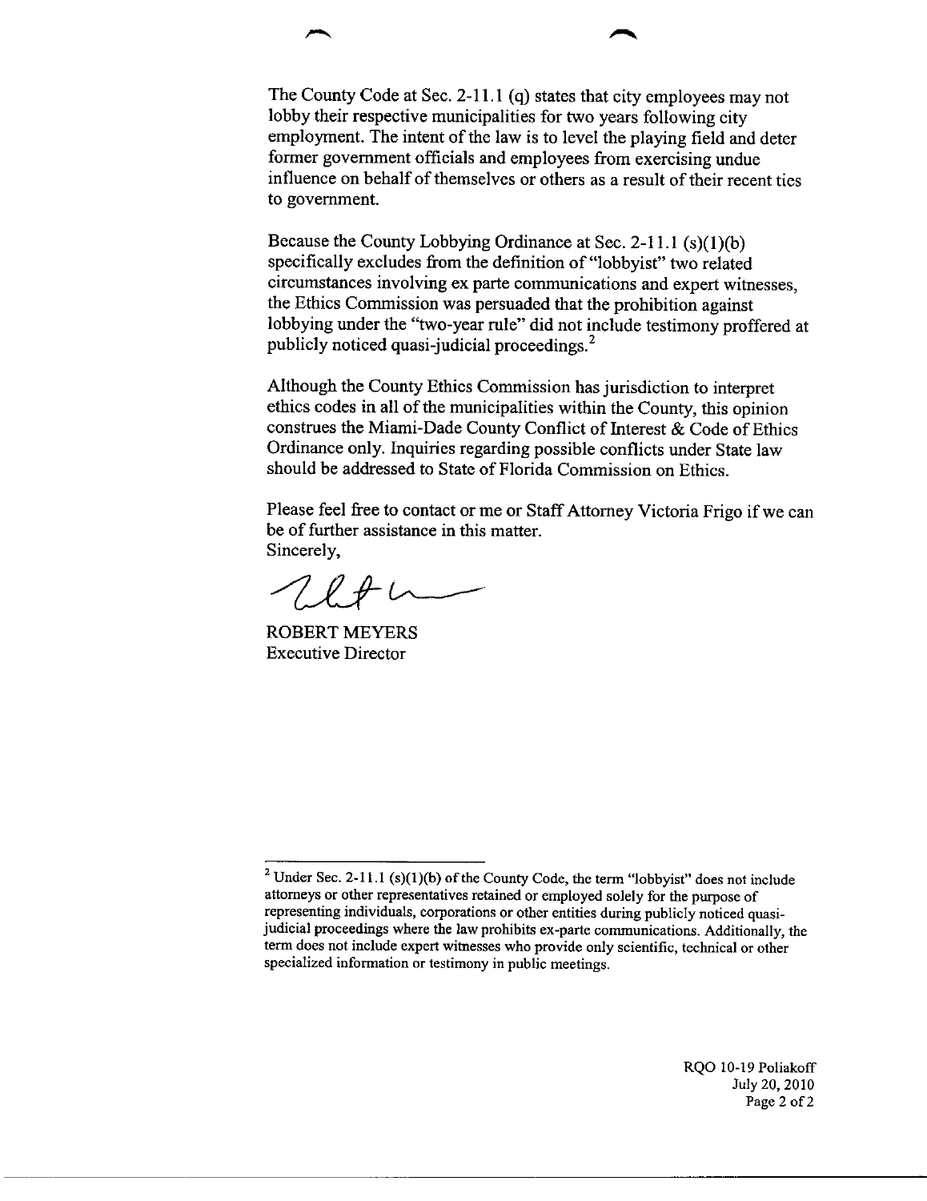The County Code at Sec. 2-11.1 (q) states that city employees may not lobby their respective municipalities for two years following city employment. The intent of the law is to level the playing field and deter former government officials and employees from exercising undue influence on behalf of themselves or others as a result of their recent ties to government.

Because the County Lobbying Ordinance at Sec. 2-11.1 (s)(1)(b) specifically excludes from the definition of "lobbyist" two related circumstances involving ex parte communications and expert witnesses, the Ethics Commission was persuaded that the prohibition against lobbying under the "two-year rule" did not include testimony proffered at publicly noticed quasi-judicial proceedings.[2]

Although the County Ethics Commission has jurisdiction to interpret ethics codes in all of the municipalities within the County, this opinion construes the Miami-Dade County Conflict of Interest & Code of Ethics Ordinance only. Inquiries regarding possible conflicts under State law should be addressed to State of Florida Commission on Ethics.

Please feel free to contact or me or Staff Attorney Victoria Frigo if we can be of further assistance in this matter.

Sincerely,

ROBERT MEYERS
Executive Director

[2] Under Sec. 2-11.1 (s)(1)(b) of the County Code, the term "lobbyist" does not include attorneys or other representatives retained or employed solely for the purpose of representing individuals, corporations or other entities during publicly noticed quasi-judicial proceedings where the law prohibits ex-parte communications. Additionally, the term does not include expert witnesses who provide only scientific, technical or other specialized information or testimony in public meetings.

RQO 10-19 Poliakoff
July 20, 2010